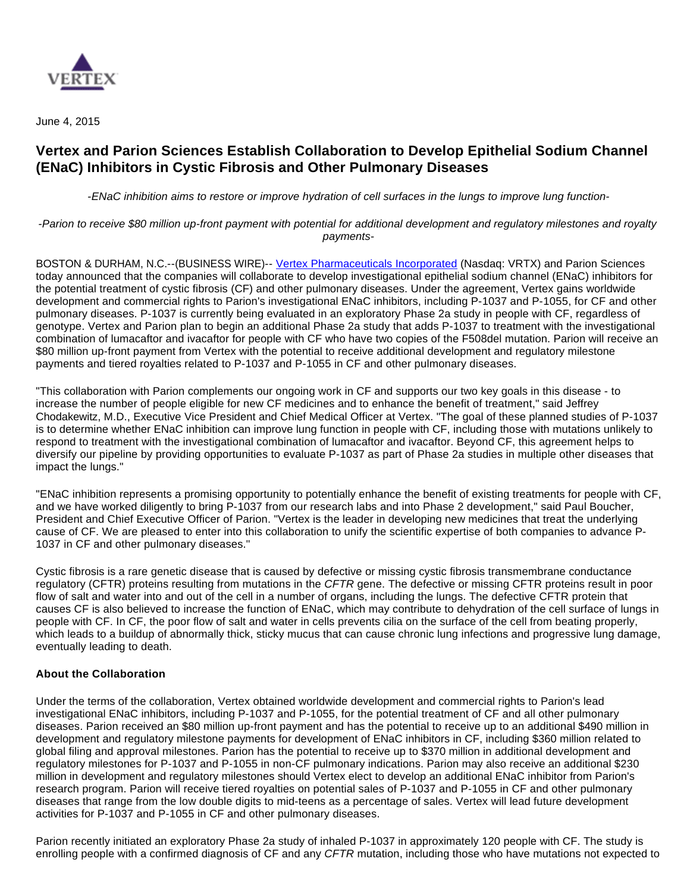June 4, 2015

# Vertex and Parion Sciences Establish Collaboration to Develop Epithelial Sodium Channel (ENaC) Inhibitors in Cystic Fibrosis and Other Pulmonary Diseases

*-ENaC inhibition aims to restore or improve hydration of cell surfaces in the lungs to improve lung function-*

*-Parion to receive $80 million up-front payment with potential for additional development and regulatory milestones and royalty payments-*

BOSTON & DURHAM, N.C.--(BUSINESS WIRE)-- [Vertex Pharmaceuticals Incorporated](#) (Nasdaq: VRTX) and Parion Sciences today announced that the companies will collaborate to develop investigational epithelial sodium channel (ENaC) inhibitors for the potential treatment of cystic fibrosis (CF) and other pulmonary diseases. Under the agreement, Vertex gains worldwide development and commercial rights to Parion's investigational ENaC inhibitors, including P-1037 and P-1055, for CF and other pulmonary diseases. P-1037 is currently being evaluated in an exploratory Phase 2a study in people with CF, regardless of genotype. Vertex and Parion plan to begin an additional Phase 2a study that adds P-1037 to treatment with the investigational combination of lumacaftor and ivacaftor for people with CF who have two copies of the F508del mutation. Parion will receive an $80 million up-front payment from Vertex with the potential to receive additional development and regulatory milestone payments and tiered royalties related to P-1037 and P-1055 in CF and other pulmonary diseases.

"This collaboration with Parion complements our ongoing work in CF and supports our two key goals in this disease - to increase the number of people eligible for new CF medicines and to enhance the benefit of treatment," said Jeffrey Chodakewitz, M.D., Executive Vice President and Chief Medical Officer at Vertex. "The goal of these planned studies of P-1037 is to determine whether ENaC inhibition can improve lung function in people with CF, including those with mutations unlikely to respond to treatment with the investigational combination of lumacaftor and ivacaftor. Beyond CF, this agreement helps to diversify our pipeline by providing opportunities to evaluate P-1037 as part of Phase 2a studies in multiple other diseases that impact the lungs."

"ENaC inhibition represents a promising opportunity to potentially enhance the benefit of existing treatments for people with CF, and we have worked diligently to bring P-1037 from our research labs and into Phase 2 development," said Paul Boucher, President and Chief Executive Officer of Parion. "Vertex is the leader in developing new medicines that treat the underlying cause of CF. We are pleased to enter into this collaboration to unify the scientific expertise of both companies to advance P-1037 in CF and other pulmonary diseases."

Cystic fibrosis is a rare genetic disease that is caused by defective or missing cystic fibrosis transmembrane conductance regulatory (CFTR) proteins resulting from mutations in the *CFTR* gene. The defective or missing CFTR proteins result in poor flow of salt and water into and out of the cell in a number of organs, including the lungs. The defective CFTR protein that causes CF is also believed to increase the function of ENaC, which may contribute to dehydration of the cell surface of lungs in people with CF. In CF, the poor flow of salt and water in cells prevents cilia on the surface of the cell from beating properly, which leads to a buildup of abnormally thick, sticky mucus that can cause chronic lung infections and progressive lung damage, eventually leading to death.

**About the Collaboration**

Under the terms of the collaboration, Vertex obtained worldwide development and commercial rights to Parion's lead investigational ENaC inhibitors, including P-1037 and P-1055, for the potential treatment of CF and all other pulmonary diseases. Parion received an $80 million up-front payment and has the potential to receive up to an additional $490 million in development and regulatory milestone payments for development of ENaC inhibitors in CF, including $360 million related to global filing and approval milestones. Parion has the potential to receive up to $370 million in additional development and regulatory milestones for P-1037 and P-1055 in non-CF pulmonary indications. Parion may also receive an additional $230 million in development and regulatory milestones should Vertex elect to develop an additional ENaC inhibitor from Parion's research program. Parion will receive tiered royalties on potential sales of P-1037 and P-1055 in CF and other pulmonary diseases that range from the low double digits to mid-teens as a percentage of sales. Vertex will lead future development activities for P-1037 and P-1055 in CF and other pulmonary diseases.

Parion recently initiated an exploratory Phase 2a study of inhaled P-1037 in approximately 120 people with CF. The study is enrolling people with a confirmed diagnosis of CF and any *CFTR* mutation, including those who have mutations not expected to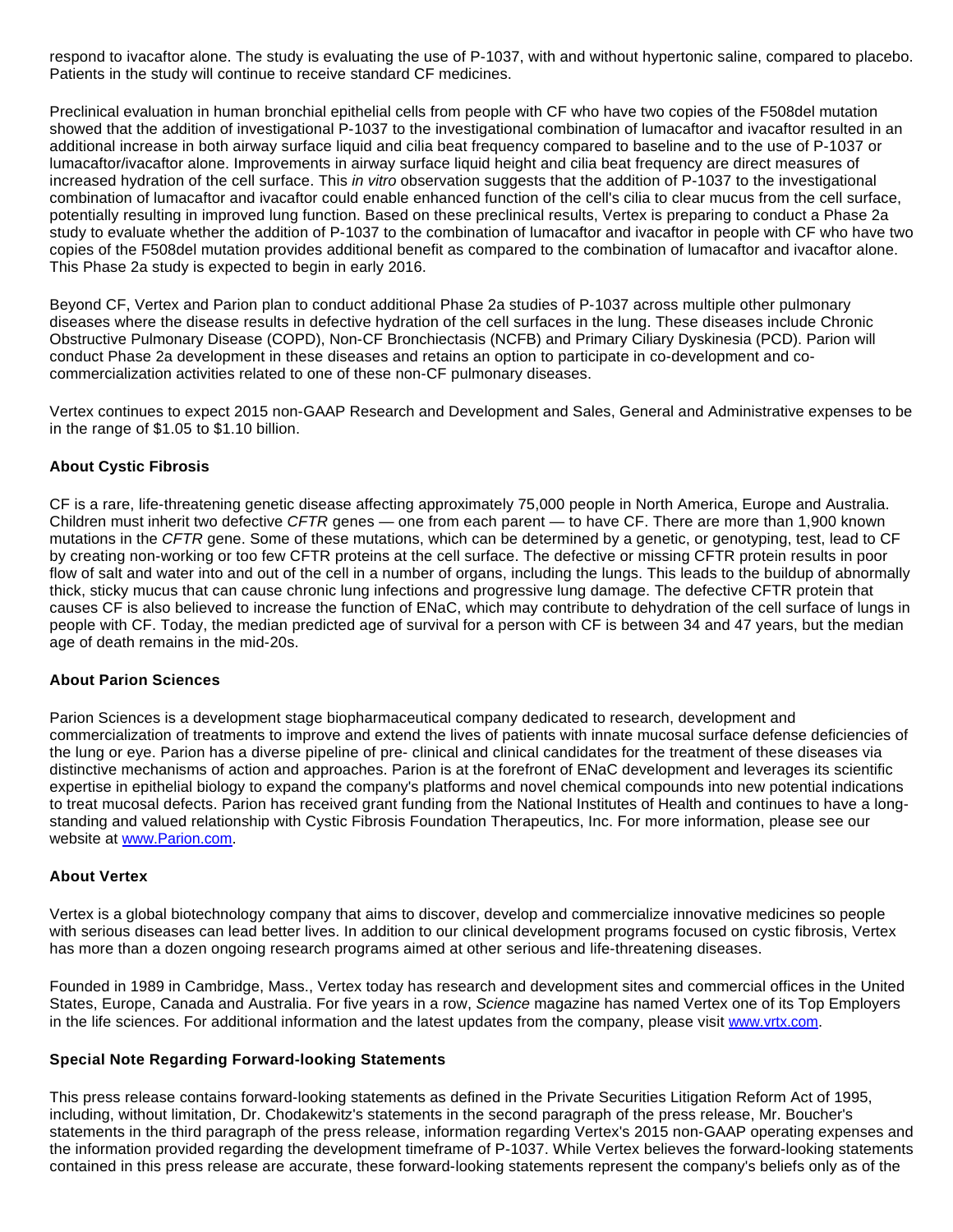respond to ivacaftor alone. The study is evaluating the use of P-1037, with and without hypertonic saline, compared to placebo. Patients in the study will continue to receive standard CF medicines.

Preclinical evaluation in human bronchial epithelial cells from people with CF who have two copies of the F508del mutation showed that the addition of investigational P-1037 to the investigational combination of lumacaftor and ivacaftor resulted in an additional increase in both airway surface liquid and cilia beat frequency compared to baseline and to the use of P-1037 or lumacaftor/ivacaftor alone. Improvements in airway surface liquid height and cilia beat frequency are direct measures of increased hydration of the cell surface. This *in vitro* observation suggests that the addition of P-1037 to the investigational combination of lumacaftor and ivacaftor could enable enhanced function of the cell's cilia to clear mucus from the cell surface, potentially resulting in improved lung function. Based on these preclinical results, Vertex is preparing to conduct a Phase 2a study to evaluate whether the addition of P-1037 to the combination of lumacaftor and ivacaftor in people with CF who have two copies of the F508del mutation provides additional benefit as compared to the combination of lumacaftor and ivacaftor alone. This Phase 2a study is expected to begin in early 2016.

Beyond CF, Vertex and Parion plan to conduct additional Phase 2a studies of P-1037 across multiple other pulmonary diseases where the disease results in defective hydration of the cell surfaces in the lung. These diseases include Chronic Obstructive Pulmonary Disease (COPD), Non-CF Bronchiectasis (NCFB) and Primary Ciliary Dyskinesia (PCD). Parion will conduct Phase 2a development in these diseases and retains an option to participate in co-development and co-commercialization activities related to one of these non-CF pulmonary diseases.

Vertex continues to expect 2015 non-GAAP Research and Development and Sales, General and Administrative expenses to be in the range of $1.05 to $1.10 billion.

**About Cystic Fibrosis**

CF is a rare, life-threatening genetic disease affecting approximately 75,000 people in North America, Europe and Australia. Children must inherit two defective *CFTR* genes — one from each parent — to have CF. There are more than 1,900 known mutations in the *CFTR* gene. Some of these mutations, which can be determined by a genetic, or genotyping, test, lead to CF by creating non-working or too few CFTR proteins at the cell surface. The defective or missing CFTR protein results in poor flow of salt and water into and out of the cell in a number of organs, including the lungs. This leads to the buildup of abnormally thick, sticky mucus that can cause chronic lung infections and progressive lung damage. The defective CFTR protein that causes CF is also believed to increase the function of ENaC, which may contribute to dehydration of the cell surface of lungs in people with CF. Today, the median predicted age of survival for a person with CF is between 34 and 47 years, but the median age of death remains in the mid-20s.

**About Parion Sciences**

Parion Sciences is a development stage biopharmaceutical company dedicated to research, development and commercialization of treatments to improve and extend the lives of patients with innate mucosal surface defense deficiencies of the lung or eye. Parion has a diverse pipeline of pre- clinical and clinical candidates for the treatment of these diseases via distinctive mechanisms of action and approaches. Parion is at the forefront of ENaC development and leverages its scientific expertise in epithelial biology to expand the company's platforms and novel chemical compounds into new potential indications to treat mucosal defects. Parion has received grant funding from the National Institutes of Health and continues to have a long-standing and valued relationship with Cystic Fibrosis Foundation Therapeutics, Inc. For more information, please see our website at [www.Parion.com](http://www.Parion.com).

**About Vertex**

Vertex is a global biotechnology company that aims to discover, develop and commercialize innovative medicines so people with serious diseases can lead better lives. In addition to our clinical development programs focused on cystic fibrosis, Vertex has more than a dozen ongoing research programs aimed at other serious and life-threatening diseases.

Founded in 1989 in Cambridge, Mass., Vertex today has research and development sites and commercial offices in the United States, Europe, Canada and Australia. For five years in a row, *Science* magazine has named Vertex one of its Top Employers in the life sciences. For additional information and the latest updates from the company, please visit [www.vrtx.com](http://www.vrtx.com).

**Special Note Regarding Forward-looking Statements**

This press release contains forward-looking statements as defined in the Private Securities Litigation Reform Act of 1995, including, without limitation, Dr. Chodakewitz's statements in the second paragraph of the press release, Mr. Boucher's statements in the third paragraph of the press release, information regarding Vertex's 2015 non-GAAP operating expenses and the information provided regarding the development timeframe of P-1037. While Vertex believes the forward-looking statements contained in this press release are accurate, these forward-looking statements represent the company's beliefs only as of the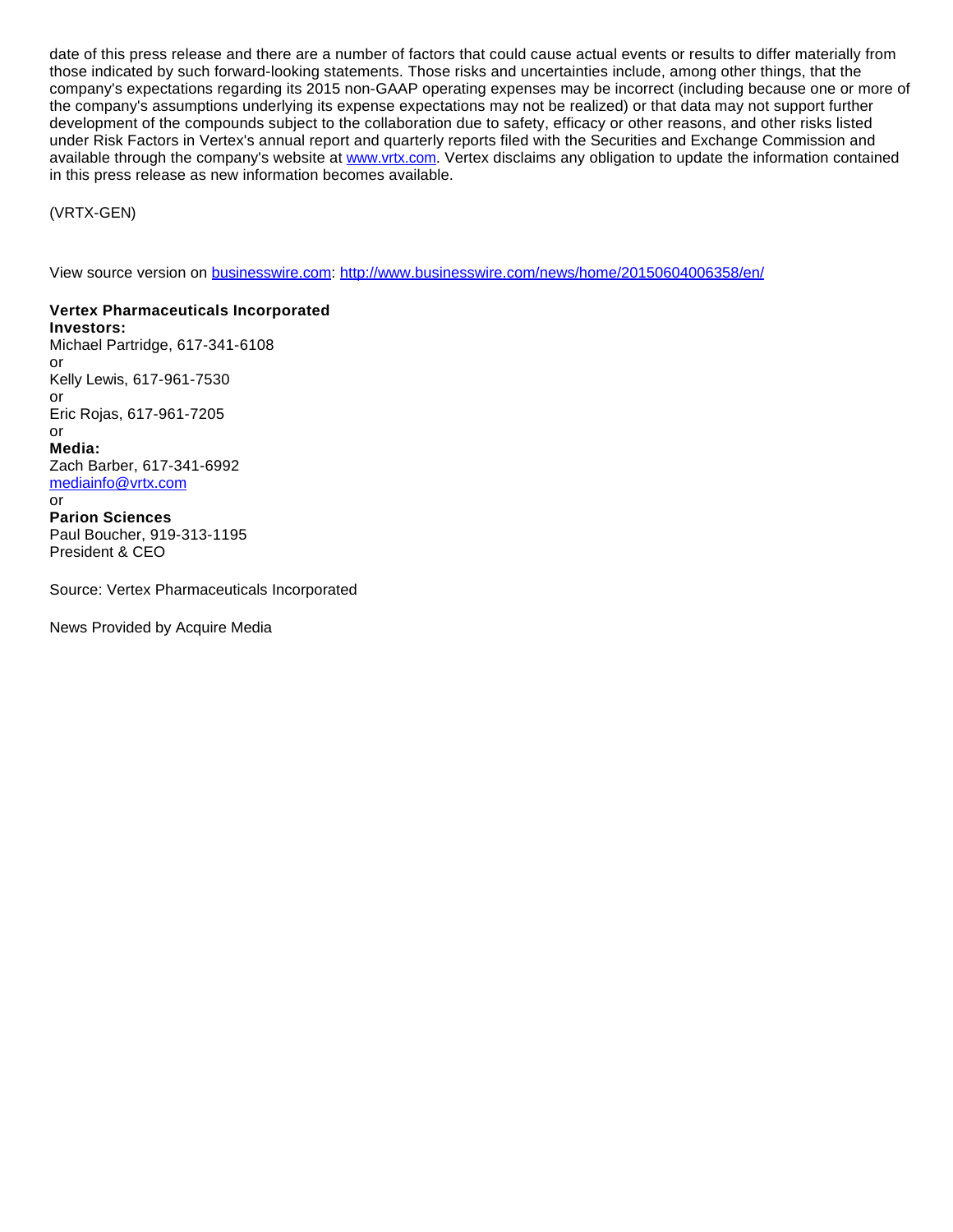date of this press release and there are a number of factors that could cause actual events or results to differ materially from those indicated by such forward-looking statements. Those risks and uncertainties include, among other things, that the company's expectations regarding its 2015 non-GAAP operating expenses may be incorrect (including because one or more of the company's assumptions underlying its expense expectations may not be realized) or that data may not support further development of the compounds subject to the collaboration due to safety, efficacy or other reasons, and other risks listed under Risk Factors in Vertex's annual report and quarterly reports filed with the Securities and Exchange Commission and available through the company's website at [www.vrtx.com](http://www.vrtx.com). Vertex disclaims any obligation to update the information contained in this press release as new information becomes available.

(VRTX-GEN)

View source version on [businesswire.com](http://businesswire.com): [http://www.businesswire.com/news/home/20150604006358/en/](http://www.businesswire.com/news/home/20150604006358/en/)

**Vertex Pharmaceuticals Incorporated**
**Investors:**
Michael Partridge, 617-341-6108
or
Kelly Lewis, 617-961-7530
or
Eric Rojas, 617-961-7205
or
**Media:**
Zach Barber, 617-341-6992
[mediainfo@vrtx.com](mailto:mediainfo@vrtx.com)
or
**Parion Sciences**
Paul Boucher, 919-313-1195
President & CEO

Source: Vertex Pharmaceuticals Incorporated

News Provided by Acquire Media